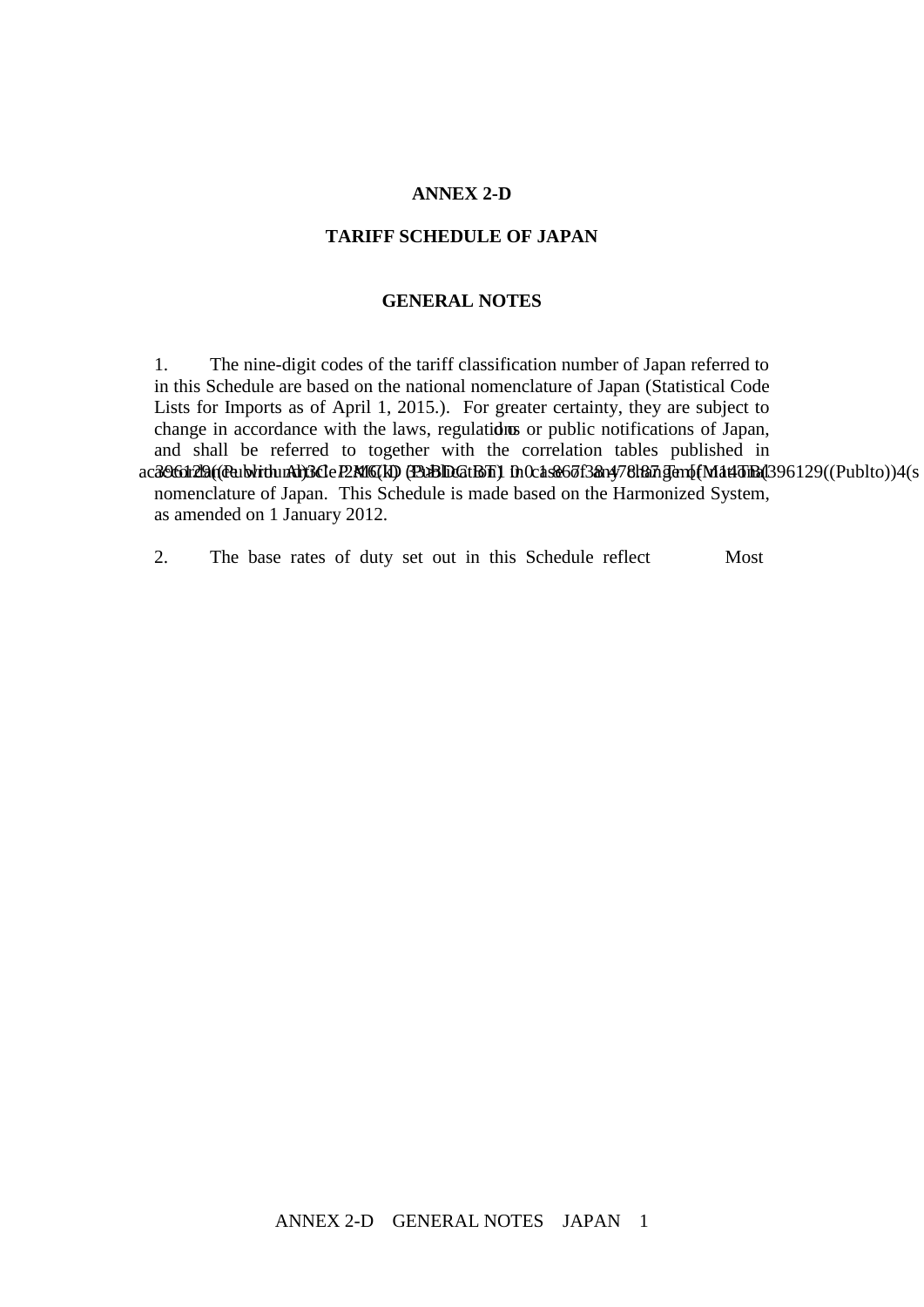# ANNEX 2-D

## TARIFF SCHEDULE OF JAPAN

### GENERAL NOTES

1. The nine-digit codes of the tariff classification number of Japan referred to in this Schedule are based on the national nomenclature of Japan (Statistical Code Lists for Imports as of April 1, 2015.). For greater certainty, they are subject to change in accordance with the laws, regulations or public notifications of Japan, and shall be referred to together with the correlation tables published in accordance with Article 2.16(d) (Publication) in case of any change of the national nomenclature of Japan. This Schedule is made based on the Harmonized System, as amended on 1 January 2012.

2. The base rates of duty set out in this Schedule reflect Most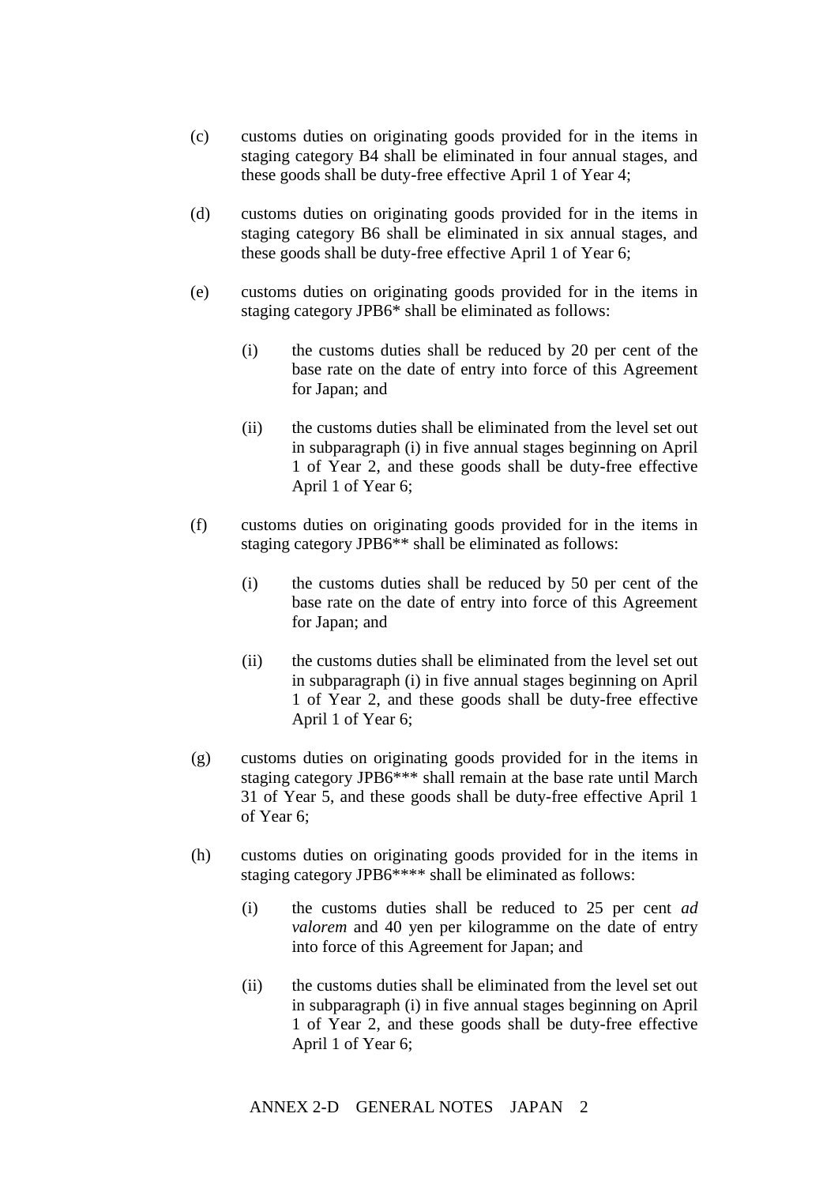(c) customs duties on originating goods provided for in the items in staging category B4 shall be eliminated in four annual stages, and these goods shall be duty-free effective April 1 of Year 4;

(d) customs duties on originating goods provided for in the items in staging category B6 shall be eliminated in six annual stages, and these goods shall be duty-free effective April 1 of Year 6;

(e) customs duties on originating goods provided for in the items in staging category JPB6* shall be eliminated as follows:

  (i) the customs duties shall be reduced by 20 per cent of the base rate on the date of entry into force of this Agreement for Japan; and

  (ii) the customs duties shall be eliminated from the level set out in subparagraph (i) in five annual stages beginning on April 1 of Year 2, and these goods shall be duty-free effective April 1 of Year 6;

(f) customs duties on originating goods provided for in the items in staging category JPB6** shall be eliminated as follows:

  (i) the customs duties shall be reduced by 50 per cent of the base rate on the date of entry into force of this Agreement for Japan; and

  (ii) the customs duties shall be eliminated from the level set out in subparagraph (i) in five annual stages beginning on April 1 of Year 2, and these goods shall be duty-free effective April 1 of Year 6;

(g) customs duties on originating goods provided for in the items in staging category JPB6*** shall remain at the base rate until March 31 of Year 5, and these goods shall be duty-free effective April 1 of Year 6;

(h) customs duties on originating goods provided for in the items in staging category JPB6**** shall be eliminated as follows:

  (i) the customs duties shall be reduced to 25 per cent *ad valorem* and 40 yen per kilogramme on the date of entry into force of this Agreement for Japan; and

  (ii) the customs duties shall be eliminated from the level set out in subparagraph (i) in five annual stages beginning on April 1 of Year 2, and these goods shall be duty-free effective April 1 of Year 6;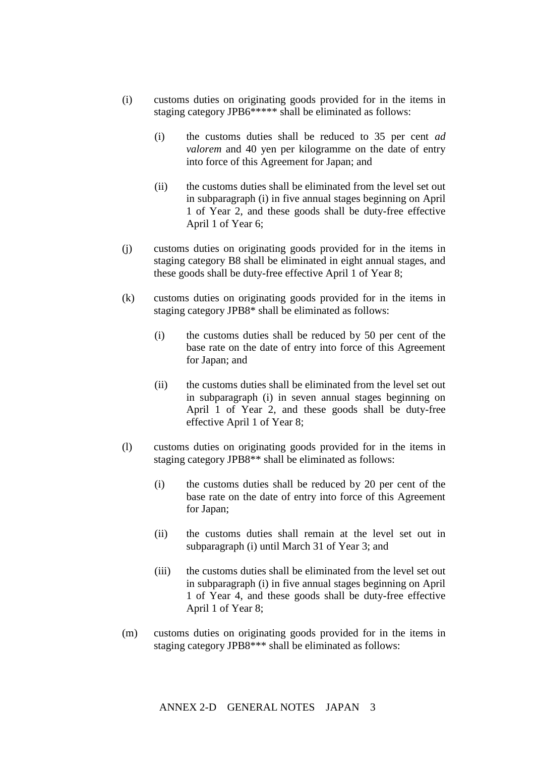(i) customs duties on originating goods provided for in the items in staging category JPB6***** shall be eliminated as follows:

  (i) the customs duties shall be reduced to 35 per cent *ad valorem* and 40 yen per kilogramme on the date of entry into force of this Agreement for Japan; and

  (ii) the customs duties shall be eliminated from the level set out in subparagraph (i) in five annual stages beginning on April 1 of Year 2, and these goods shall be duty-free effective April 1 of Year 6;

(j) customs duties on originating goods provided for in the items in staging category B8 shall be eliminated in eight annual stages, and these goods shall be duty-free effective April 1 of Year 8;

(k) customs duties on originating goods provided for in the items in staging category JPB8* shall be eliminated as follows:

  (i) the customs duties shall be reduced by 50 per cent of the base rate on the date of entry into force of this Agreement for Japan; and

  (ii) the customs duties shall be eliminated from the level set out in subparagraph (i) in seven annual stages beginning on April 1 of Year 2, and these goods shall be duty-free effective April 1 of Year 8;

(l) customs duties on originating goods provided for in the items in staging category JPB8** shall be eliminated as follows:

  (i) the customs duties shall be reduced by 20 per cent of the base rate on the date of entry into force of this Agreement for Japan;

  (ii) the customs duties shall remain at the level set out in subparagraph (i) until March 31 of Year 3; and

  (iii) the customs duties shall be eliminated from the level set out in subparagraph (i) in five annual stages beginning on April 1 of Year 4, and these goods shall be duty-free effective April 1 of Year 8;

(m) customs duties on originating goods provided for in the items in staging category JPB8*** shall be eliminated as follows: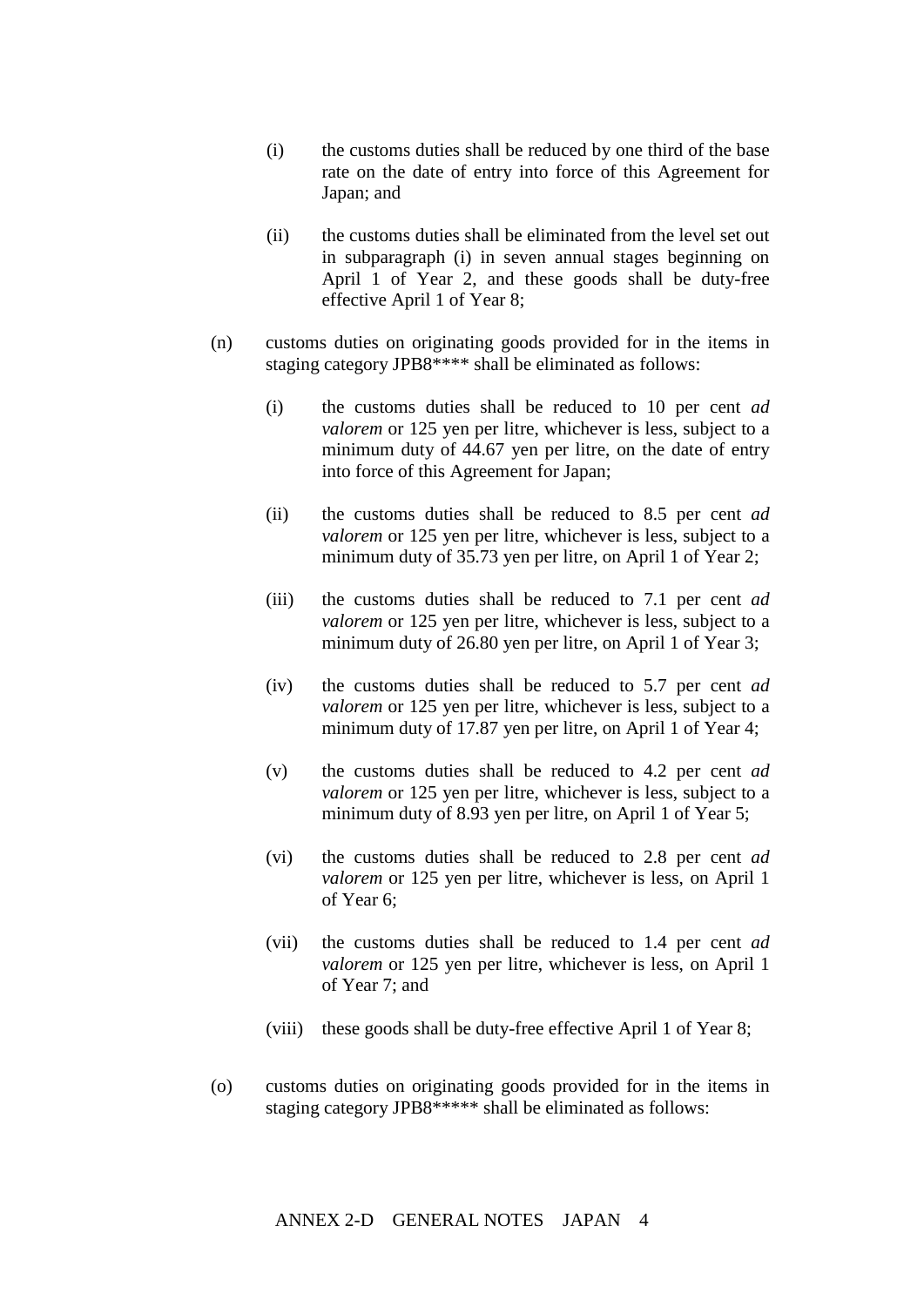(i) the customs duties shall be reduced by one third of the base rate on the date of entry into force of this Agreement for Japan; and

(ii) the customs duties shall be eliminated from the level set out in subparagraph (i) in seven annual stages beginning on April 1 of Year 2, and these goods shall be duty-free effective April 1 of Year 8;

(n) customs duties on originating goods provided for in the items in staging category JPB8**** shall be eliminated as follows:

(i) the customs duties shall be reduced to 10 per cent *ad valorem* or 125 yen per litre, whichever is less, subject to a minimum duty of 44.67 yen per litre, on the date of entry into force of this Agreement for Japan;

(ii) the customs duties shall be reduced to 8.5 per cent *ad valorem* or 125 yen per litre, whichever is less, subject to a minimum duty of 35.73 yen per litre, on April 1 of Year 2;

(iii) the customs duties shall be reduced to 7.1 per cent *ad valorem* or 125 yen per litre, whichever is less, subject to a minimum duty of 26.80 yen per litre, on April 1 of Year 3;

(iv) the customs duties shall be reduced to 5.7 per cent *ad valorem* or 125 yen per litre, whichever is less, subject to a minimum duty of 17.87 yen per litre, on April 1 of Year 4;

(v) the customs duties shall be reduced to 4.2 per cent *ad valorem* or 125 yen per litre, whichever is less, subject to a minimum duty of 8.93 yen per litre, on April 1 of Year 5;

(vi) the customs duties shall be reduced to 2.8 per cent *ad valorem* or 125 yen per litre, whichever is less, on April 1 of Year 6;

(vii) the customs duties shall be reduced to 1.4 per cent *ad valorem* or 125 yen per litre, whichever is less, on April 1 of Year 7; and

(viii) these goods shall be duty-free effective April 1 of Year 8;

(o) customs duties on originating goods provided for in the items in staging category JPB8***** shall be eliminated as follows: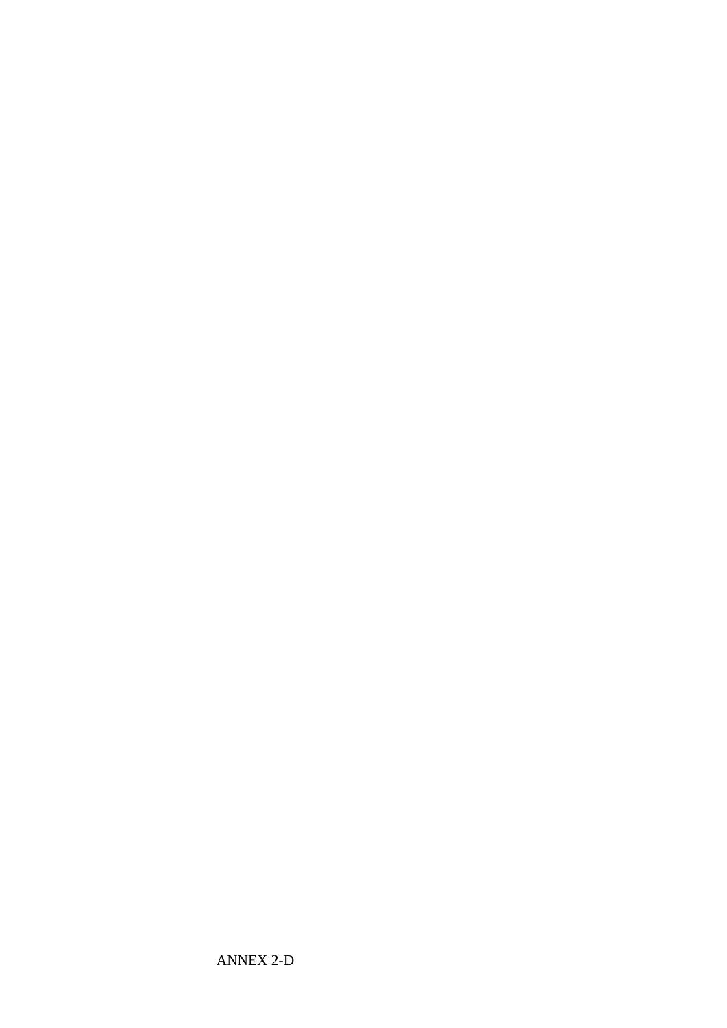ANNEX 2-D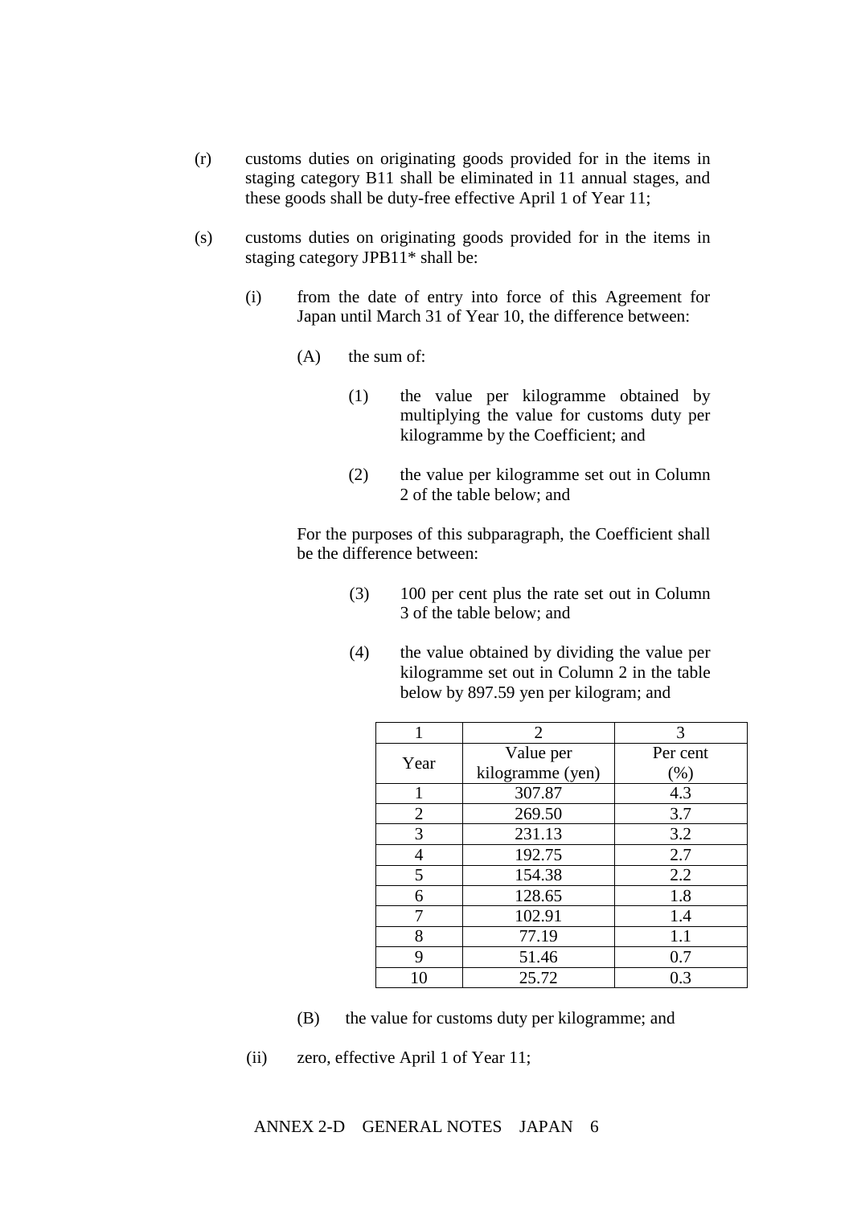(r) customs duties on originating goods provided for in the items in staging category B11 shall be eliminated in 11 annual stages, and these goods shall be duty-free effective April 1 of Year 11;

(s) customs duties on originating goods provided for in the items in staging category JPB11* shall be:

(i) from the date of entry into force of this Agreement for Japan until March 31 of Year 10, the difference between:

(A) the sum of:

(1) the value per kilogramme obtained by multiplying the value for customs duty per kilogramme by the Coefficient; and

(2) the value per kilogramme set out in Column 2 of the table below; and

For the purposes of this subparagraph, the Coefficient shall be the difference between:

(3) 100 per cent plus the rate set out in Column 3 of the table below; and

(4) the value obtained by dividing the value per kilogramme set out in Column 2 in the table below by 897.59 yen per kilogram; and

| 1 | 2 | 3 |
|---|---|---|
| Year | Value per kilogramme (yen) | Per cent (%) |
| 1 | 307.87 | 4.3 |
| 2 | 269.50 | 3.7 |
| 3 | 231.13 | 3.2 |
| 4 | 192.75 | 2.7 |
| 5 | 154.38 | 2.2 |
| 6 | 128.65 | 1.8 |
| 7 | 102.91 | 1.4 |
| 8 | 77.19 | 1.1 |
| 9 | 51.46 | 0.7 |
| 10 | 25.72 | 0.3 |

(B) the value for customs duty per kilogramme; and

(ii) zero, effective April 1 of Year 11;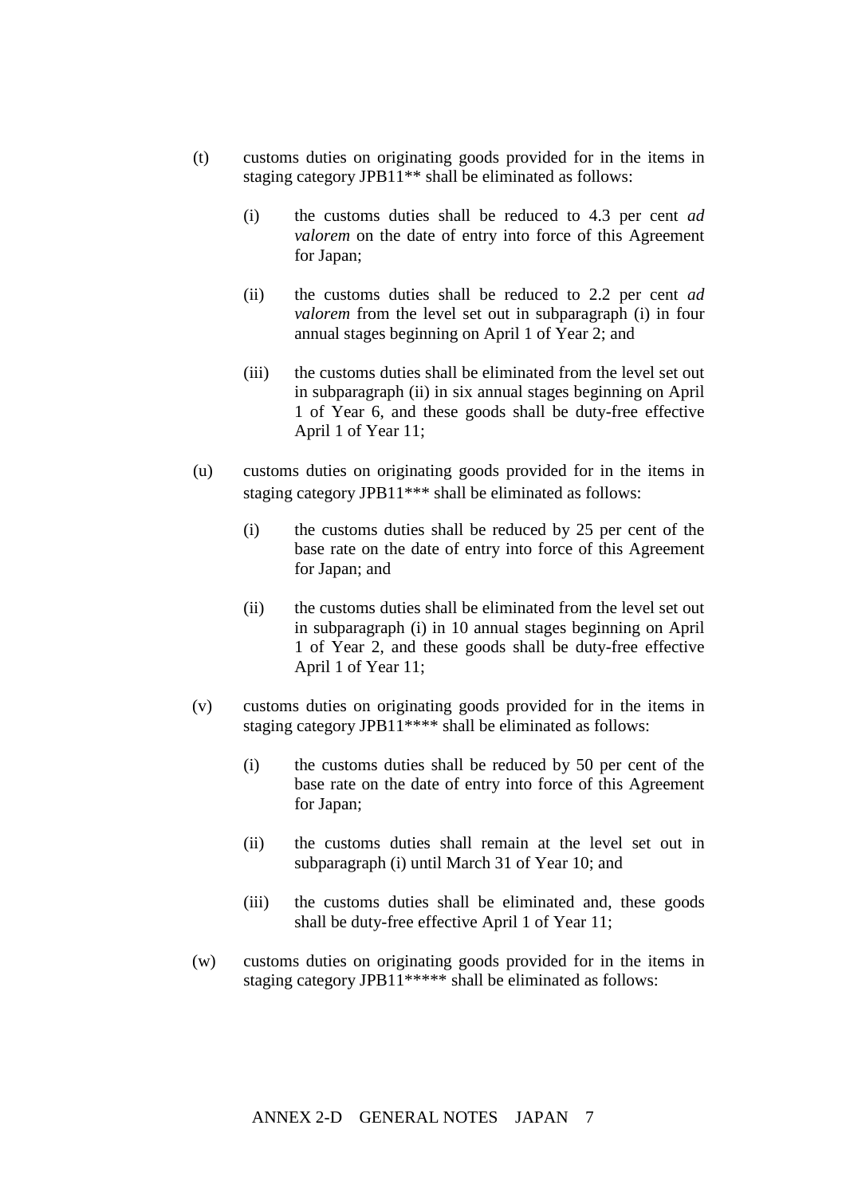(t) customs duties on originating goods provided for in the items in staging category JPB11** shall be eliminated as follows:

  (i) the customs duties shall be reduced to 4.3 per cent *ad valorem* on the date of entry into force of this Agreement for Japan;

  (ii) the customs duties shall be reduced to 2.2 per cent *ad valorem* from the level set out in subparagraph (i) in four annual stages beginning on April 1 of Year 2; and

  (iii) the customs duties shall be eliminated from the level set out in subparagraph (ii) in six annual stages beginning on April 1 of Year 6, and these goods shall be duty-free effective April 1 of Year 11;

(u) customs duties on originating goods provided for in the items in staging category JPB11*** shall be eliminated as follows:

  (i) the customs duties shall be reduced by 25 per cent of the base rate on the date of entry into force of this Agreement for Japan; and

  (ii) the customs duties shall be eliminated from the level set out in subparagraph (i) in 10 annual stages beginning on April 1 of Year 2, and these goods shall be duty-free effective April 1 of Year 11;

(v) customs duties on originating goods provided for in the items in staging category JPB11**** shall be eliminated as follows:

  (i) the customs duties shall be reduced by 50 per cent of the base rate on the date of entry into force of this Agreement for Japan;

  (ii) the customs duties shall remain at the level set out in subparagraph (i) until March 31 of Year 10; and

  (iii) the customs duties shall be eliminated and, these goods shall be duty-free effective April 1 of Year 11;

(w) customs duties on originating goods provided for in the items in staging category JPB11***** shall be eliminated as follows: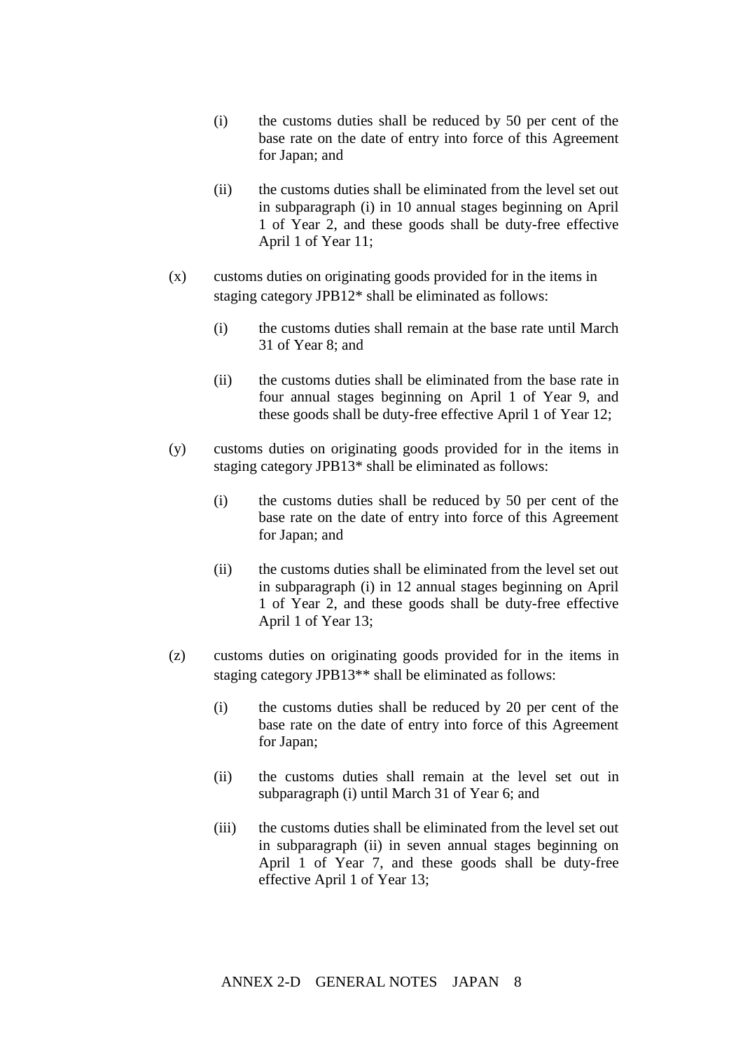(i) the customs duties shall be reduced by 50 per cent of the base rate on the date of entry into force of this Agreement for Japan; and

(ii) the customs duties shall be eliminated from the level set out in subparagraph (i) in 10 annual stages beginning on April 1 of Year 2, and these goods shall be duty-free effective April 1 of Year 11;

(x) customs duties on originating goods provided for in the items in staging category JPB12* shall be eliminated as follows:

(i) the customs duties shall remain at the base rate until March 31 of Year 8; and

(ii) the customs duties shall be eliminated from the base rate in four annual stages beginning on April 1 of Year 9, and these goods shall be duty-free effective April 1 of Year 12;

(y) customs duties on originating goods provided for in the items in staging category JPB13* shall be eliminated as follows:

(i) the customs duties shall be reduced by 50 per cent of the base rate on the date of entry into force of this Agreement for Japan; and

(ii) the customs duties shall be eliminated from the level set out in subparagraph (i) in 12 annual stages beginning on April 1 of Year 2, and these goods shall be duty-free effective April 1 of Year 13;

(z) customs duties on originating goods provided for in the items in staging category JPB13** shall be eliminated as follows:

(i) the customs duties shall be reduced by 20 per cent of the base rate on the date of entry into force of this Agreement for Japan;

(ii) the customs duties shall remain at the level set out in subparagraph (i) until March 31 of Year 6; and

(iii) the customs duties shall be eliminated from the level set out in subparagraph (ii) in seven annual stages beginning on April 1 of Year 7, and these goods shall be duty-free effective April 1 of Year 13;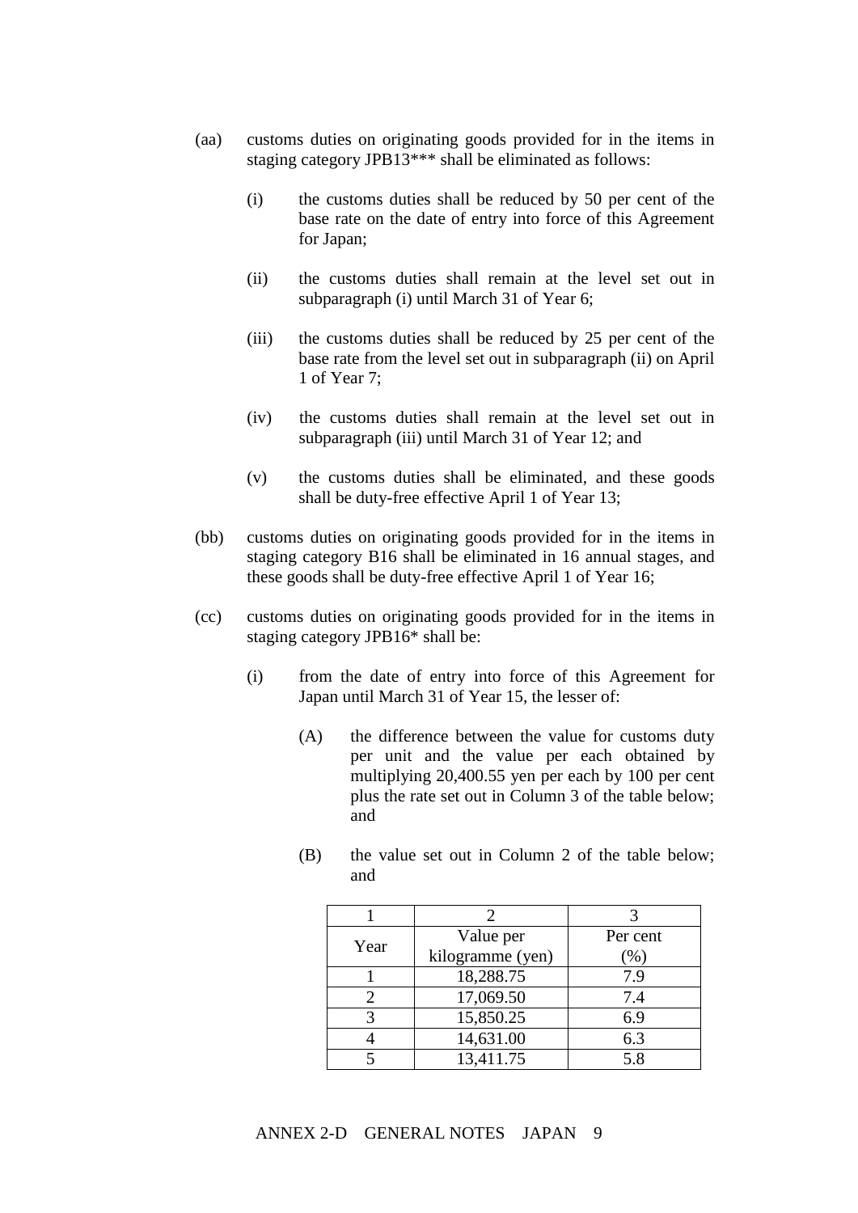(aa) customs duties on originating goods provided for in the items in staging category JPB13*** shall be eliminated as follows:

(i) the customs duties shall be reduced by 50 per cent of the base rate on the date of entry into force of this Agreement for Japan;

(ii) the customs duties shall remain at the level set out in subparagraph (i) until March 31 of Year 6;

(iii) the customs duties shall be reduced by 25 per cent of the base rate from the level set out in subparagraph (ii) on April 1 of Year 7;

(iv) the customs duties shall remain at the level set out in subparagraph (iii) until March 31 of Year 12; and

(v) the customs duties shall be eliminated, and these goods shall be duty-free effective April 1 of Year 13;

(bb) customs duties on originating goods provided for in the items in staging category B16 shall be eliminated in 16 annual stages, and these goods shall be duty-free effective April 1 of Year 16;

(cc) customs duties on originating goods provided for in the items in staging category JPB16* shall be:

(i) from the date of entry into force of this Agreement for Japan until March 31 of Year 15, the lesser of:

(A) the difference between the value for customs duty per unit and the value per each obtained by multiplying 20,400.55 yen per each by 100 per cent plus the rate set out in Column 3 of the table below; and

(B) the value set out in Column 2 of the table below; and

| 1 | 2 | 3 |
|---|---|---|
| Year | Value per kilogramme (yen) | Per cent (%) |
| 1 | 18,288.75 | 7.9 |
| 2 | 17,069.50 | 7.4 |
| 3 | 15,850.25 | 6.9 |
| 4 | 14,631.00 | 6.3 |
| 5 | 13,411.75 | 5.8 |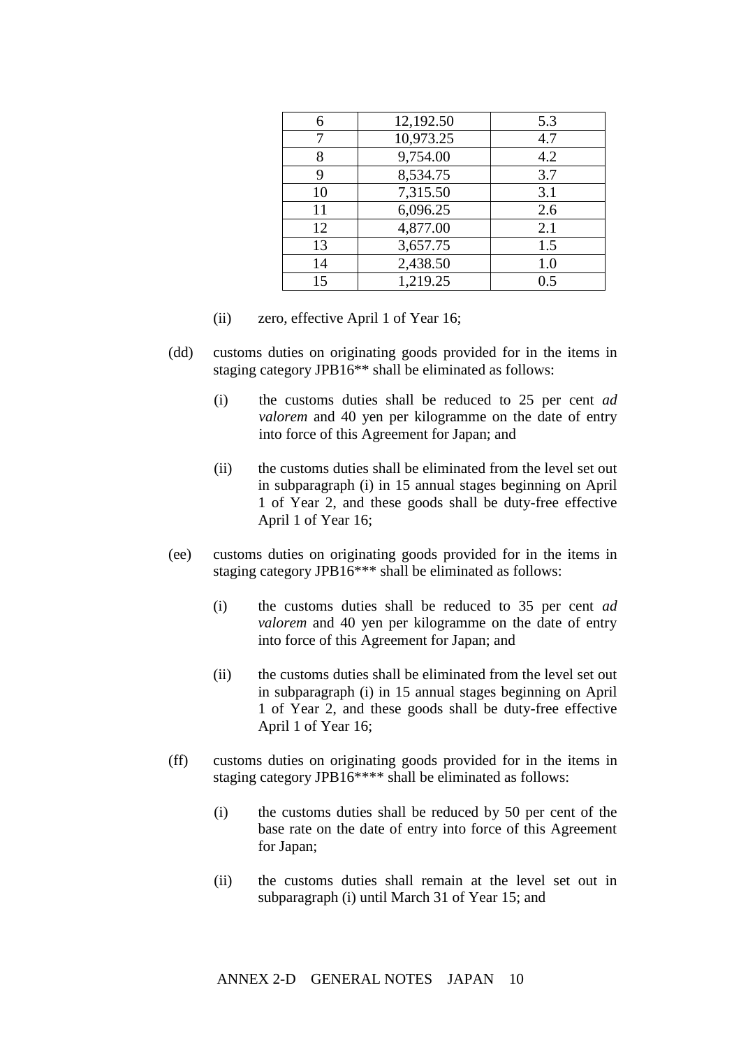| | | |
|---|---|---|
| 6 | 12,192.50 | 5.3 |
| 7 | 10,973.25 | 4.7 |
| 8 | 9,754.00 | 4.2 |
| 9 | 8,534.75 | 3.7 |
| 10 | 7,315.50 | 3.1 |
| 11 | 6,096.25 | 2.6 |
| 12 | 4,877.00 | 2.1 |
| 13 | 3,657.75 | 1.5 |
| 14 | 2,438.50 | 1.0 |
| 15 | 1,219.25 | 0.5 |

(ii) zero, effective April 1 of Year 16;

(dd) customs duties on originating goods provided for in the items in staging category JPB16** shall be eliminated as follows:

(i) the customs duties shall be reduced to 25 per cent *ad valorem* and 40 yen per kilogramme on the date of entry into force of this Agreement for Japan; and

(ii) the customs duties shall be eliminated from the level set out in subparagraph (i) in 15 annual stages beginning on April 1 of Year 2, and these goods shall be duty-free effective April 1 of Year 16;

(ee) customs duties on originating goods provided for in the items in staging category JPB16*** shall be eliminated as follows:

(i) the customs duties shall be reduced to 35 per cent *ad valorem* and 40 yen per kilogramme on the date of entry into force of this Agreement for Japan; and

(ii) the customs duties shall be eliminated from the level set out in subparagraph (i) in 15 annual stages beginning on April 1 of Year 2, and these goods shall be duty-free effective April 1 of Year 16;

(ff) customs duties on originating goods provided for in the items in staging category JPB16**** shall be eliminated as follows:

(i) the customs duties shall be reduced by 50 per cent of the base rate on the date of entry into force of this Agreement for Japan;

(ii) the customs duties shall remain at the level set out in subparagraph (i) until March 31 of Year 15; and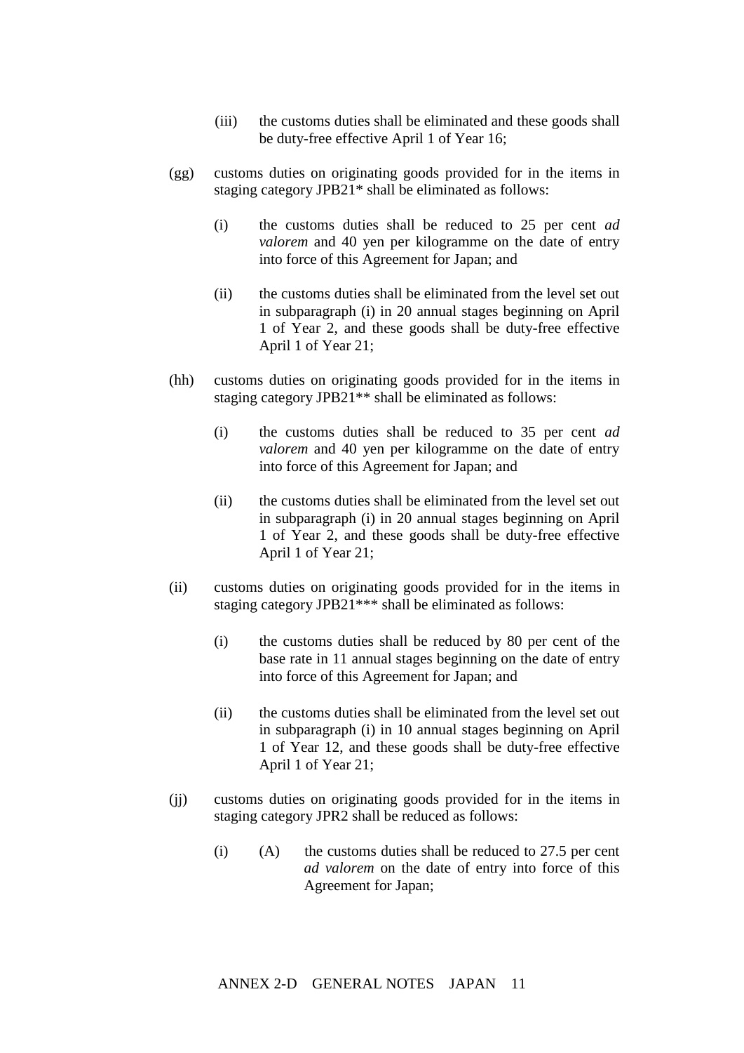(iii) the customs duties shall be eliminated and these goods shall be duty-free effective April 1 of Year 16;

(gg) customs duties on originating goods provided for in the items in staging category JPB21* shall be eliminated as follows:

(i) the customs duties shall be reduced to 25 per cent *ad valorem* and 40 yen per kilogramme on the date of entry into force of this Agreement for Japan; and

(ii) the customs duties shall be eliminated from the level set out in subparagraph (i) in 20 annual stages beginning on April 1 of Year 2, and these goods shall be duty-free effective April 1 of Year 21;

(hh) customs duties on originating goods provided for in the items in staging category JPB21** shall be eliminated as follows:

(i) the customs duties shall be reduced to 35 per cent *ad valorem* and 40 yen per kilogramme on the date of entry into force of this Agreement for Japan; and

(ii) the customs duties shall be eliminated from the level set out in subparagraph (i) in 20 annual stages beginning on April 1 of Year 2, and these goods shall be duty-free effective April 1 of Year 21;

(ii) customs duties on originating goods provided for in the items in staging category JPB21*** shall be eliminated as follows:

(i) the customs duties shall be reduced by 80 per cent of the base rate in 11 annual stages beginning on the date of entry into force of this Agreement for Japan; and

(ii) the customs duties shall be eliminated from the level set out in subparagraph (i) in 10 annual stages beginning on April 1 of Year 12, and these goods shall be duty-free effective April 1 of Year 21;

(jj) customs duties on originating goods provided for in the items in staging category JPR2 shall be reduced as follows:

(i) (A) the customs duties shall be reduced to 27.5 per cent *ad valorem* on the date of entry into force of this Agreement for Japan;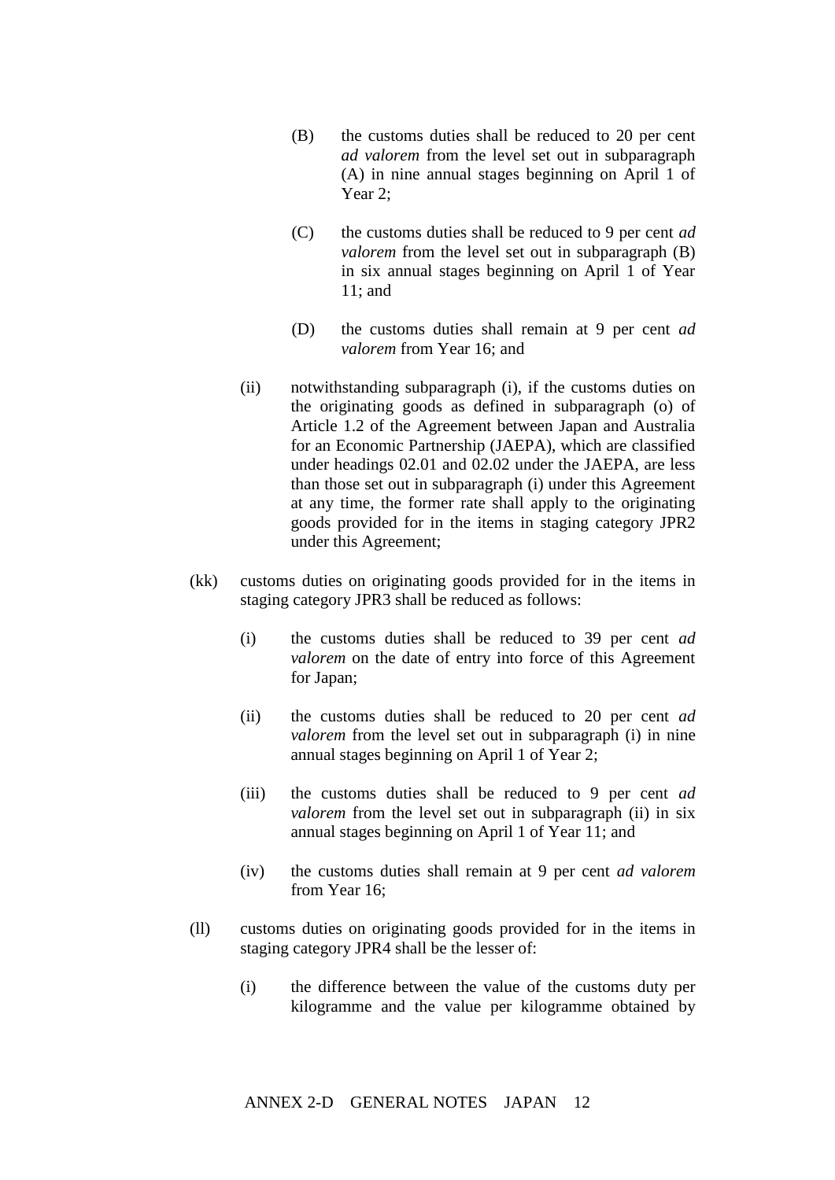(B) the customs duties shall be reduced to 20 per cent *ad valorem* from the level set out in subparagraph (A) in nine annual stages beginning on April 1 of Year 2;

(C) the customs duties shall be reduced to 9 per cent *ad valorem* from the level set out in subparagraph (B) in six annual stages beginning on April 1 of Year 11; and

(D) the customs duties shall remain at 9 per cent *ad valorem* from Year 16; and

(ii) notwithstanding subparagraph (i), if the customs duties on the originating goods as defined in subparagraph (o) of Article 1.2 of the Agreement between Japan and Australia for an Economic Partnership (JAEPA), which are classified under headings 02.01 and 02.02 under the JAEPA, are less than those set out in subparagraph (i) under this Agreement at any time, the former rate shall apply to the originating goods provided for in the items in staging category JPR2 under this Agreement;

(kk) customs duties on originating goods provided for in the items in staging category JPR3 shall be reduced as follows:

(i) the customs duties shall be reduced to 39 per cent *ad valorem* on the date of entry into force of this Agreement for Japan;

(ii) the customs duties shall be reduced to 20 per cent *ad valorem* from the level set out in subparagraph (i) in nine annual stages beginning on April 1 of Year 2;

(iii) the customs duties shall be reduced to 9 per cent *ad valorem* from the level set out in subparagraph (ii) in six annual stages beginning on April 1 of Year 11; and

(iv) the customs duties shall remain at 9 per cent *ad valorem* from Year 16;

(ll) customs duties on originating goods provided for in the items in staging category JPR4 shall be the lesser of:

(i) the difference between the value of the customs duty per kilogramme and the value per kilogramme obtained by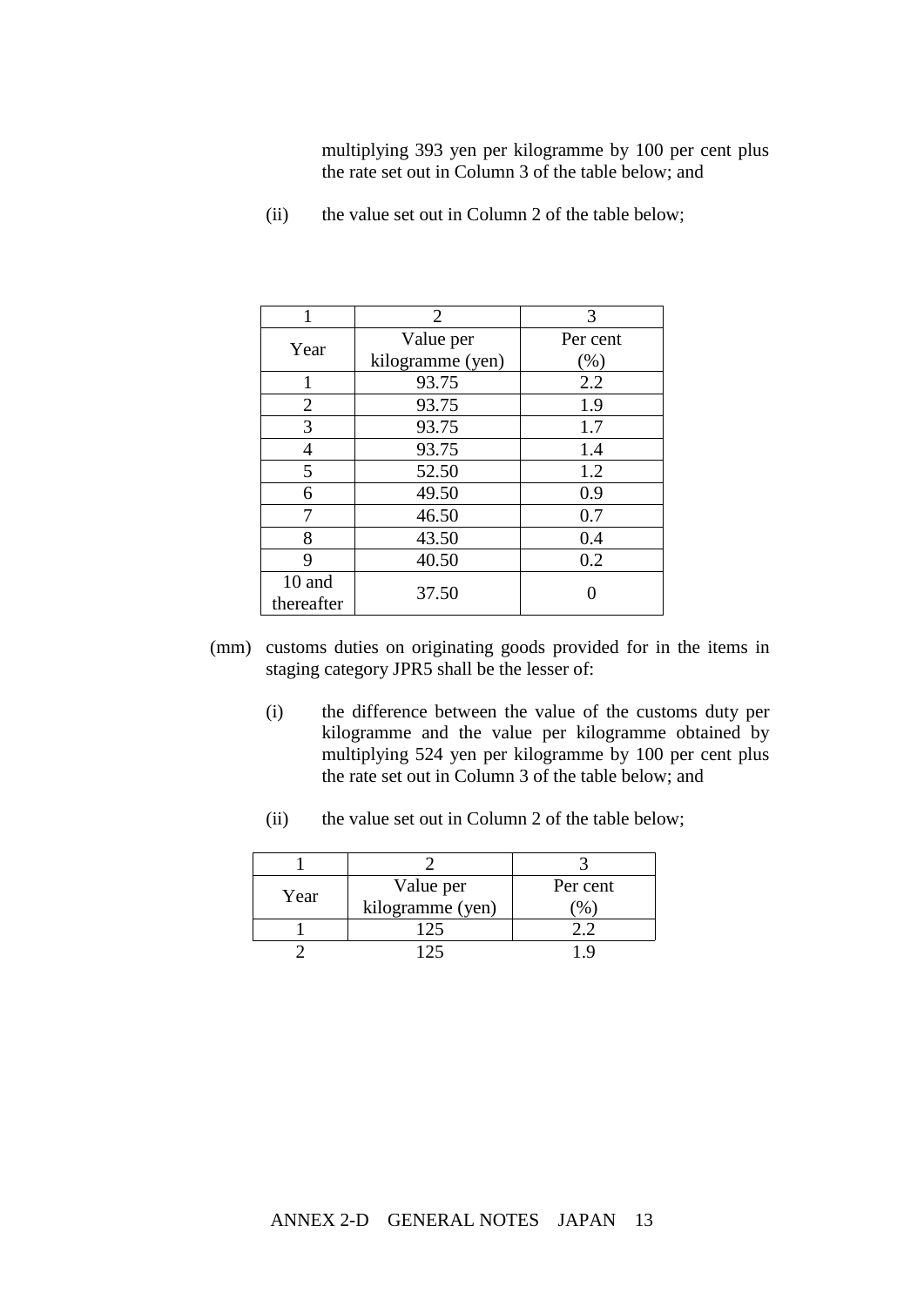multiplying 393 yen per kilogramme by 100 per cent plus the rate set out in Column 3 of the table below; and

(ii) the value set out in Column 2 of the table below;

| 1 | 2 | 3 |
|---|---|---|
| Year | Value per kilogramme (yen) | Per cent (%) |
| 1 | 93.75 | 2.2 |
| 2 | 93.75 | 1.9 |
| 3 | 93.75 | 1.7 |
| 4 | 93.75 | 1.4 |
| 5 | 52.50 | 1.2 |
| 6 | 49.50 | 0.9 |
| 7 | 46.50 | 0.7 |
| 8 | 43.50 | 0.4 |
| 9 | 40.50 | 0.2 |
| 10 and thereafter | 37.50 | 0 |

(mm) customs duties on originating goods provided for in the items in staging category JPR5 shall be the lesser of:

(i) the difference between the value of the customs duty per kilogramme and the value per kilogramme obtained by multiplying 524 yen per kilogramme by 100 per cent plus the rate set out in Column 3 of the table below; and

(ii) the value set out in Column 2 of the table below;

| 1 | 2 | 3 |
|---|---|---|
| Year | Value per kilogramme (yen) | Per cent (%) |
| 1 | 125 | 2.2 |
| 2 | 125 | 1.9 |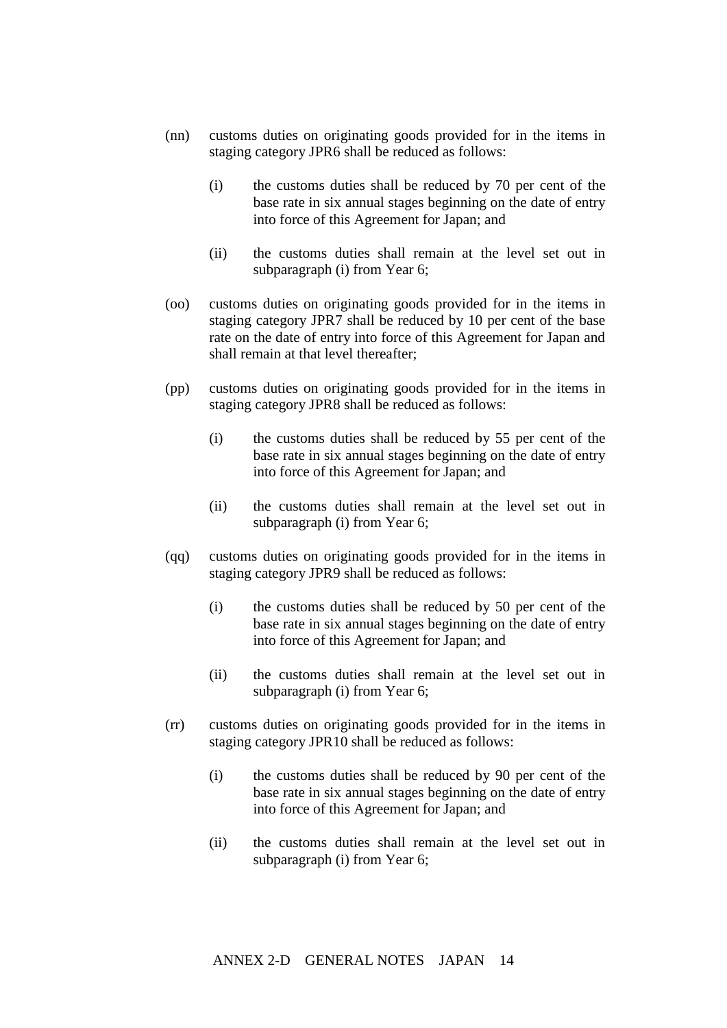(nn) customs duties on originating goods provided for in the items in staging category JPR6 shall be reduced as follows:

  (i) the customs duties shall be reduced by 70 per cent of the base rate in six annual stages beginning on the date of entry into force of this Agreement for Japan; and

  (ii) the customs duties shall remain at the level set out in subparagraph (i) from Year 6;

(oo) customs duties on originating goods provided for in the items in staging category JPR7 shall be reduced by 10 per cent of the base rate on the date of entry into force of this Agreement for Japan and shall remain at that level thereafter;

(pp) customs duties on originating goods provided for in the items in staging category JPR8 shall be reduced as follows:

  (i) the customs duties shall be reduced by 55 per cent of the base rate in six annual stages beginning on the date of entry into force of this Agreement for Japan; and

  (ii) the customs duties shall remain at the level set out in subparagraph (i) from Year 6;

(qq) customs duties on originating goods provided for in the items in staging category JPR9 shall be reduced as follows:

  (i) the customs duties shall be reduced by 50 per cent of the base rate in six annual stages beginning on the date of entry into force of this Agreement for Japan; and

  (ii) the customs duties shall remain at the level set out in subparagraph (i) from Year 6;

(rr) customs duties on originating goods provided for in the items in staging category JPR10 shall be reduced as follows:

  (i) the customs duties shall be reduced by 90 per cent of the base rate in six annual stages beginning on the date of entry into force of this Agreement for Japan; and

  (ii) the customs duties shall remain at the level set out in subparagraph (i) from Year 6;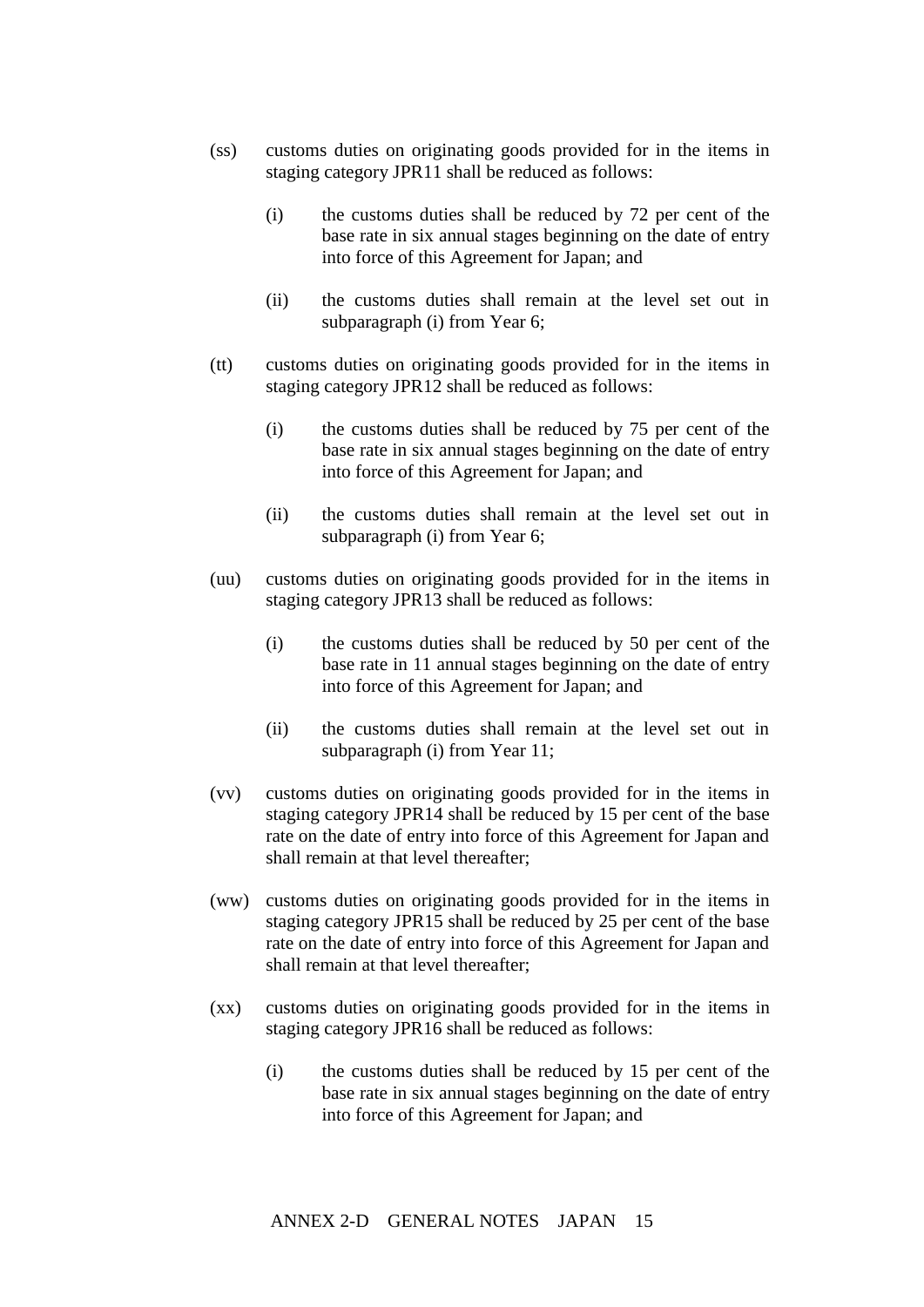(ss) customs duties on originating goods provided for in the items in staging category JPR11 shall be reduced as follows:

   (i) the customs duties shall be reduced by 72 per cent of the base rate in six annual stages beginning on the date of entry into force of this Agreement for Japan; and

   (ii) the customs duties shall remain at the level set out in subparagraph (i) from Year 6;

(tt) customs duties on originating goods provided for in the items in staging category JPR12 shall be reduced as follows:

   (i) the customs duties shall be reduced by 75 per cent of the base rate in six annual stages beginning on the date of entry into force of this Agreement for Japan; and

   (ii) the customs duties shall remain at the level set out in subparagraph (i) from Year 6;

(uu) customs duties on originating goods provided for in the items in staging category JPR13 shall be reduced as follows:

   (i) the customs duties shall be reduced by 50 per cent of the base rate in 11 annual stages beginning on the date of entry into force of this Agreement for Japan; and

   (ii) the customs duties shall remain at the level set out in subparagraph (i) from Year 11;

(vv) customs duties on originating goods provided for in the items in staging category JPR14 shall be reduced by 15 per cent of the base rate on the date of entry into force of this Agreement for Japan and shall remain at that level thereafter;

(ww) customs duties on originating goods provided for in the items in staging category JPR15 shall be reduced by 25 per cent of the base rate on the date of entry into force of this Agreement for Japan and shall remain at that level thereafter;

(xx) customs duties on originating goods provided for in the items in staging category JPR16 shall be reduced as follows:

   (i) the customs duties shall be reduced by 15 per cent of the base rate in six annual stages beginning on the date of entry into force of this Agreement for Japan; and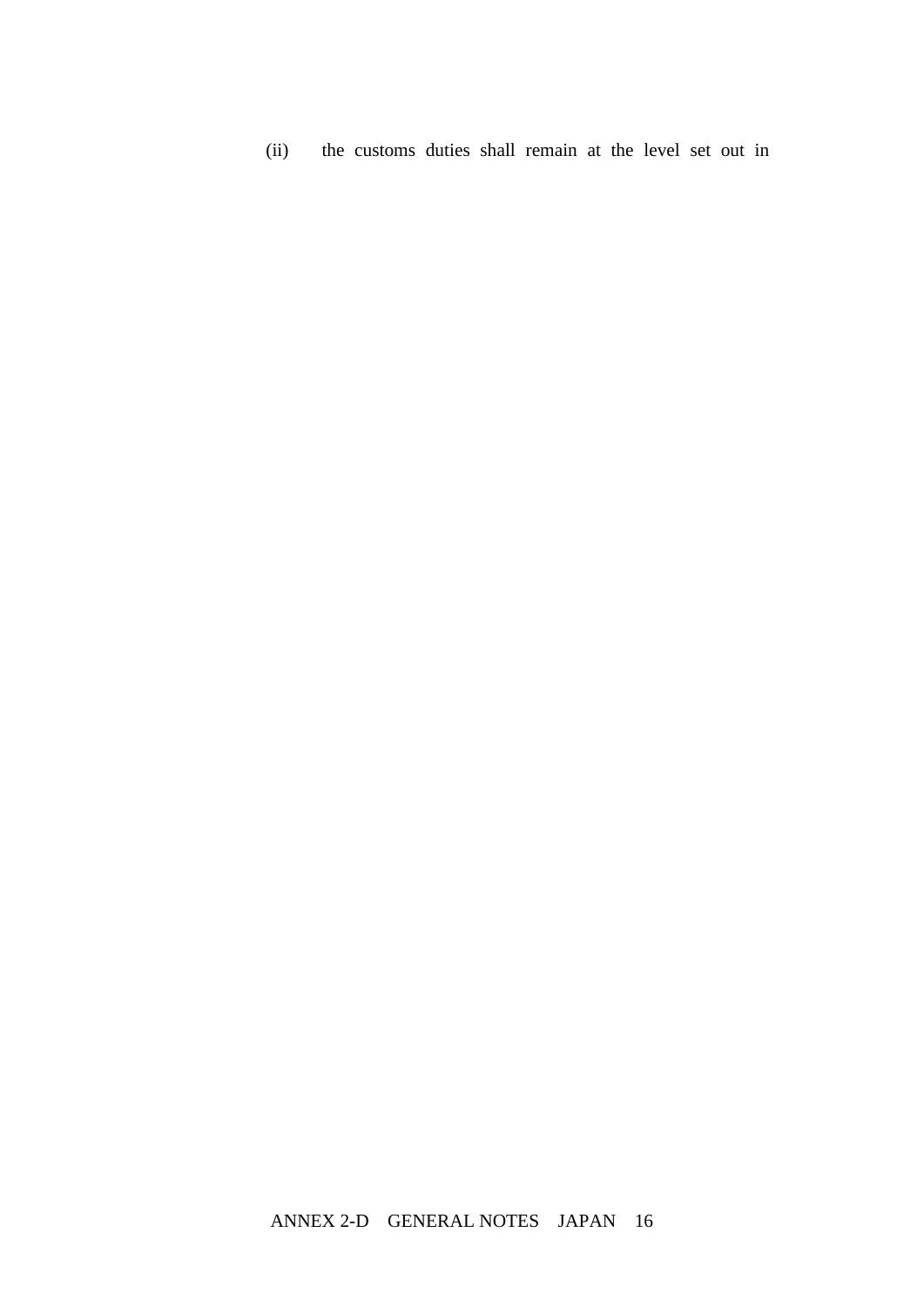(ii) the customs duties shall remain at the level set out in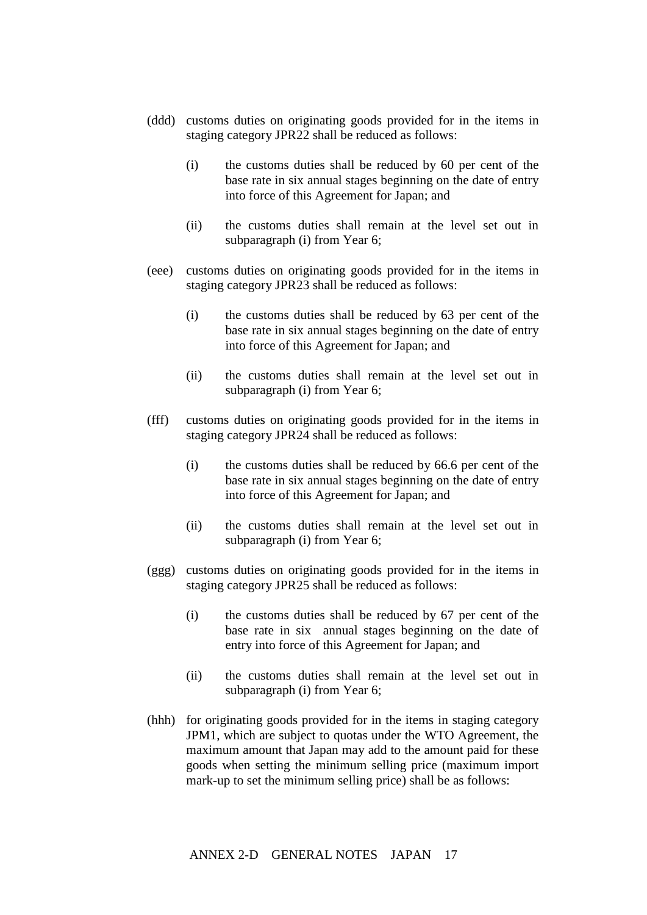(ddd) customs duties on originating goods provided for in the items in staging category JPR22 shall be reduced as follows:

  (i) the customs duties shall be reduced by 60 per cent of the base rate in six annual stages beginning on the date of entry into force of this Agreement for Japan; and

  (ii) the customs duties shall remain at the level set out in subparagraph (i) from Year 6;

(eee) customs duties on originating goods provided for in the items in staging category JPR23 shall be reduced as follows:

  (i) the customs duties shall be reduced by 63 per cent of the base rate in six annual stages beginning on the date of entry into force of this Agreement for Japan; and

  (ii) the customs duties shall remain at the level set out in subparagraph (i) from Year 6;

(fff) customs duties on originating goods provided for in the items in staging category JPR24 shall be reduced as follows:

  (i) the customs duties shall be reduced by 66.6 per cent of the base rate in six annual stages beginning on the date of entry into force of this Agreement for Japan; and

  (ii) the customs duties shall remain at the level set out in subparagraph (i) from Year 6;

(ggg) customs duties on originating goods provided for in the items in staging category JPR25 shall be reduced as follows:

  (i) the customs duties shall be reduced by 67 per cent of the base rate in six annual stages beginning on the date of entry into force of this Agreement for Japan; and

  (ii) the customs duties shall remain at the level set out in subparagraph (i) from Year 6;

(hhh) for originating goods provided for in the items in staging category JPM1, which are subject to quotas under the WTO Agreement, the maximum amount that Japan may add to the amount paid for these goods when setting the minimum selling price (maximum import mark-up to set the minimum selling price) shall be as follows: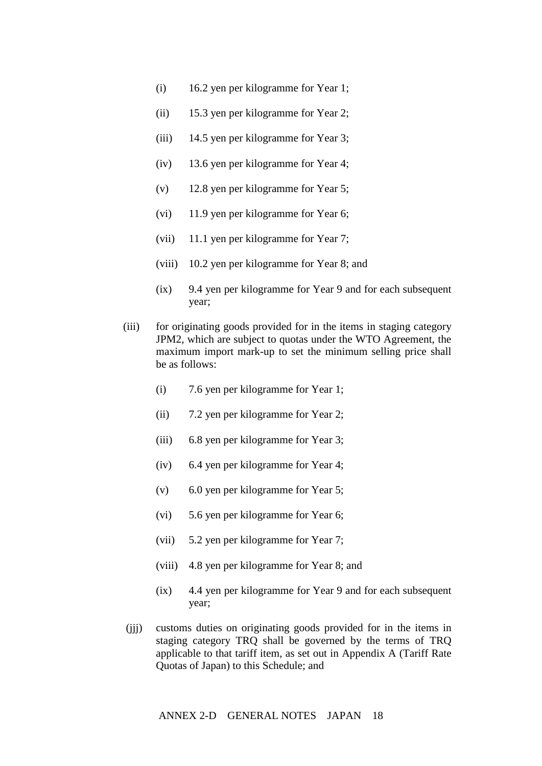(i) 16.2 yen per kilogramme for Year 1;

(ii) 15.3 yen per kilogramme for Year 2;

(iii) 14.5 yen per kilogramme for Year 3;

(iv) 13.6 yen per kilogramme for Year 4;

(v) 12.8 yen per kilogramme for Year 5;

(vi) 11.9 yen per kilogramme for Year 6;

(vii) 11.1 yen per kilogramme for Year 7;

(viii) 10.2 yen per kilogramme for Year 8; and

(ix) 9.4 yen per kilogramme for Year 9 and for each subsequent year;

(iii) for originating goods provided for in the items in staging category JPM2, which are subject to quotas under the WTO Agreement, the maximum import mark-up to set the minimum selling price shall be as follows:

(i) 7.6 yen per kilogramme for Year 1;

(ii) 7.2 yen per kilogramme for Year 2;

(iii) 6.8 yen per kilogramme for Year 3;

(iv) 6.4 yen per kilogramme for Year 4;

(v) 6.0 yen per kilogramme for Year 5;

(vi) 5.6 yen per kilogramme for Year 6;

(vii) 5.2 yen per kilogramme for Year 7;

(viii) 4.8 yen per kilogramme for Year 8; and

(ix) 4.4 yen per kilogramme for Year 9 and for each subsequent year;

(jjj) customs duties on originating goods provided for in the items in staging category TRQ shall be governed by the terms of TRQ applicable to that tariff item, as set out in Appendix A (Tariff Rate Quotas of Japan) to this Schedule; and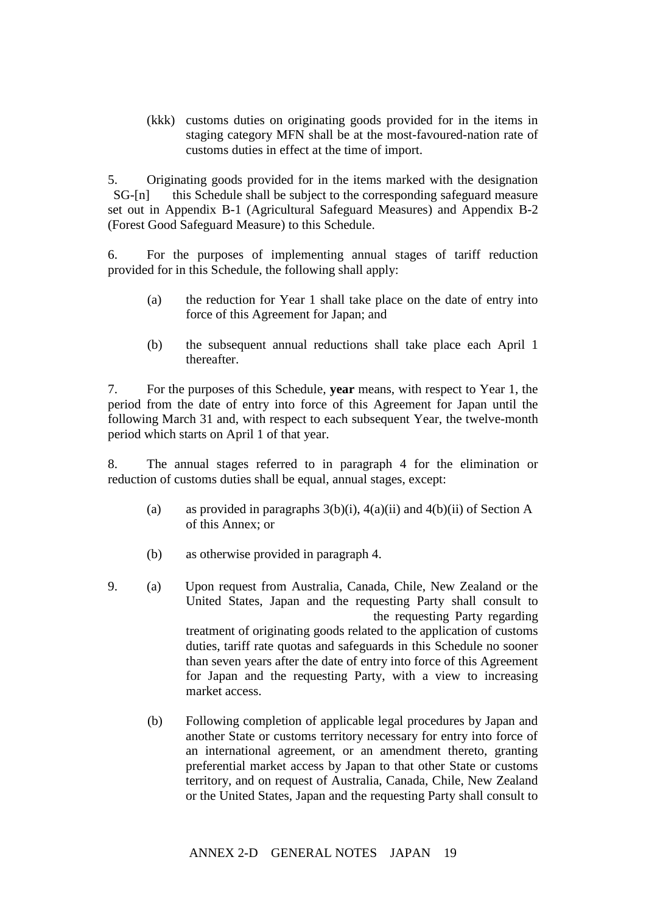(kkk) customs duties on originating goods provided for in the items in staging category MFN shall be at the most-favoured-nation rate of customs duties in effect at the time of import.

5. Originating goods provided for in the items marked with the designation SG-[n] this Schedule shall be subject to the corresponding safeguard measure set out in Appendix B-1 (Agricultural Safeguard Measures) and Appendix B-2 (Forest Good Safeguard Measure) to this Schedule.

6. For the purposes of implementing annual stages of tariff reduction provided for in this Schedule, the following shall apply:

(a) the reduction for Year 1 shall take place on the date of entry into force of this Agreement for Japan; and

(b) the subsequent annual reductions shall take place each April 1 thereafter.

7. For the purposes of this Schedule, **year** means, with respect to Year 1, the period from the date of entry into force of this Agreement for Japan until the following March 31 and, with respect to each subsequent Year, the twelve-month period which starts on April 1 of that year.

8. The annual stages referred to in paragraph 4 for the elimination or reduction of customs duties shall be equal, annual stages, except:

(a) as provided in paragraphs 3(b)(i), 4(a)(ii) and 4(b)(ii) of Section A of this Annex; or

(b) as otherwise provided in paragraph 4.

9. (a) Upon request from Australia, Canada, Chile, New Zealand or the United States, Japan and the requesting Party shall consult to the requesting Party regarding treatment of originating goods related to the application of customs duties, tariff rate quotas and safeguards in this Schedule no sooner than seven years after the date of entry into force of this Agreement for Japan and the requesting Party, with a view to increasing market access.

(b) Following completion of applicable legal procedures by Japan and another State or customs territory necessary for entry into force of an international agreement, or an amendment thereto, granting preferential market access by Japan to that other State or customs territory, and on request of Australia, Canada, Chile, New Zealand or the United States, Japan and the requesting Party shall consult to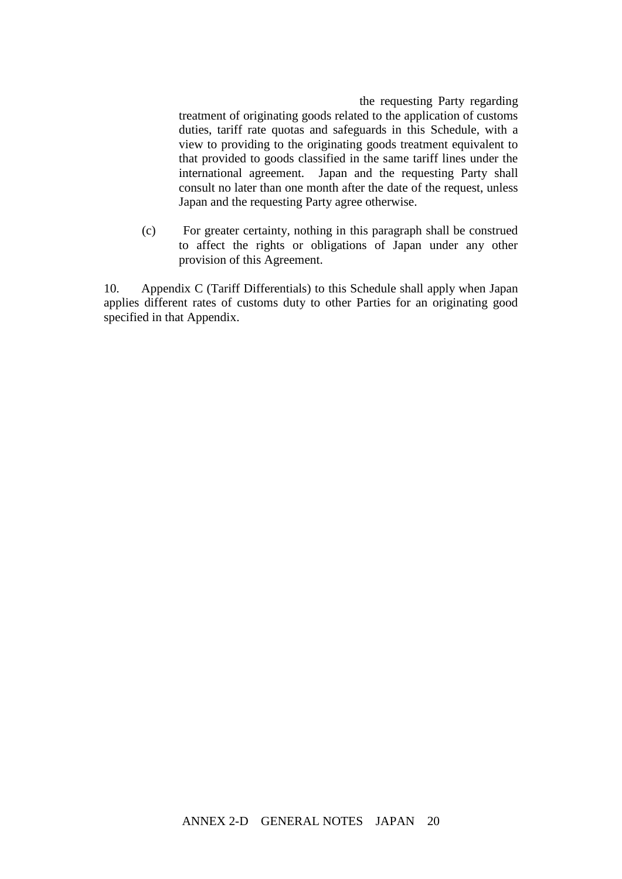the requesting Party regarding treatment of originating goods related to the application of customs duties, tariff rate quotas and safeguards in this Schedule, with a view to providing to the originating goods treatment equivalent to that provided to goods classified in the same tariff lines under the international agreement. Japan and the requesting Party shall consult no later than one month after the date of the request, unless Japan and the requesting Party agree otherwise.

(c) For greater certainty, nothing in this paragraph shall be construed to affect the rights or obligations of Japan under any other provision of this Agreement.

10. Appendix C (Tariff Differentials) to this Schedule shall apply when Japan applies different rates of customs duty to other Parties for an originating good specified in that Appendix.